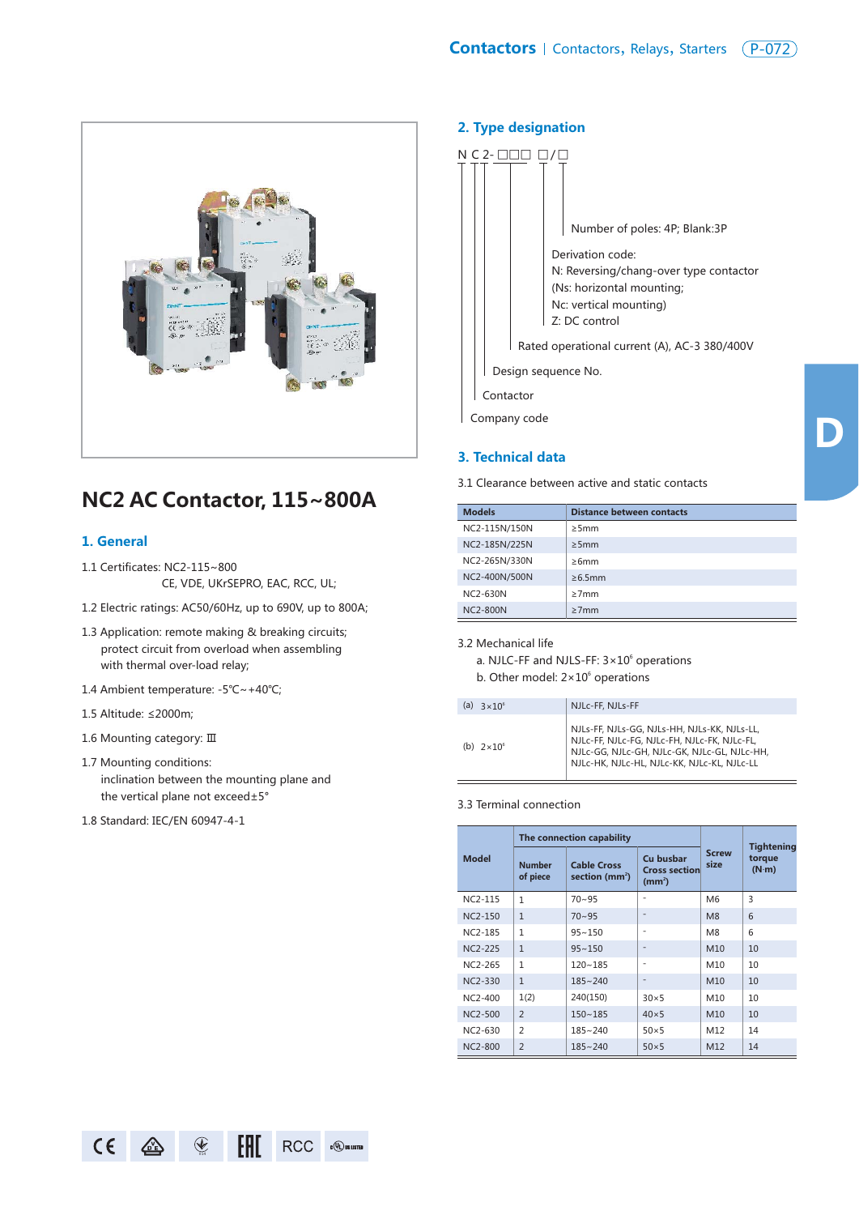# NC2 AC Contactor, 115~800A

## 1. General

1.1 Certificates: NC2-115~800
CE, VDE, UKrSEPRO, EAC, RCC, UL;

1.2 Electric ratings: AC50/60Hz, up to 690V, up to 800A;

1.3 Application: remote making & breaking circuits; protect circuit from overload when assembling with thermal over-load relay;

1.4 Ambient temperature: -5℃~+40℃;

1.5 Altitude: ≤2000m;

1.6 Mounting category: Ⅲ

1.7 Mounting conditions:
inclination between the mounting plane and the vertical plane not exceed±5°

1.8 Standard: IEC/EN 60947-4-1

## 2. Type designation

N C 2- □□□ □/□

- Number of poles: 4P; Blank:3P
- Derivation code:
  N: Reversing/chang-over type contactor
  (Ns: horizontal mounting;
  Nc: vertical mounting)
  Z: DC control
- Rated operational current (A), AC-3 380/400V
- Design sequence No.
- Contactor
- Company code

## 3. Technical data

3.1 Clearance between active and static contacts

| Models | Distance between contacts |
|---|---|
| NC2-115N/150N | ≥5mm |
| NC2-185N/225N | ≥5mm |
| NC2-265N/330N | ≥6mm |
| NC2-400N/500N | ≥6.5mm |
| NC2-630N | ≥7mm |
| NC2-800N | ≥7mm |

3.2 Mechanical life

a. NJLC-FF and NJLS-FF: $3\times10^6$ operations
b. Other model: $2\times10^6$ operations

| | |
|---|---|
| (a) $3\times10^6$ | NJLc-FF, NJLs-FF |
| (b) $2\times10^6$ | NJLs-FF, NJLs-GG, NJLs-HH, NJLs-KK, NJLs-LL, NJLc-FF, NJLc-FG, NJLc-FH, NJLc-FK, NJLc-FL, NJLc-GG, NJLc-GH, NJLc-GK, NJLc-GL, NJLc-HH, NJLc-HK, NJLc-HL, NJLc-KK, NJLc-KL, NJLc-LL |

3.3 Terminal connection

| Model | The connection capability | | | Screw size | Tightening torque (N·m) |
|---|---|---|---|---|---|
| | Number of piece | Cable Cross section (mm²) | Cu busbar Cross section (mm²) | | |
| NC2-115 | 1 | 70~95 | - | M6 | 3 |
| NC2-150 | 1 | 70~95 | - | M8 | 6 |
| NC2-185 | 1 | 95~150 | - | M8 | 6 |
| NC2-225 | 1 | 95~150 | - | M10 | 10 |
| NC2-265 | 1 | 120~185 | - | M10 | 10 |
| NC2-330 | 1 | 185~240 | - | M10 | 10 |
| NC2-400 | 1(2) | 240(150) | 30×5 | M10 | 10 |
| NC2-500 | 2 | 150~185 | 40×5 | M10 | 10 |
| NC2-630 | 2 | 185~240 | 50×5 | M12 | 14 |
| NC2-800 | 2 | 185~240 | 50×5 | M12 | 14 |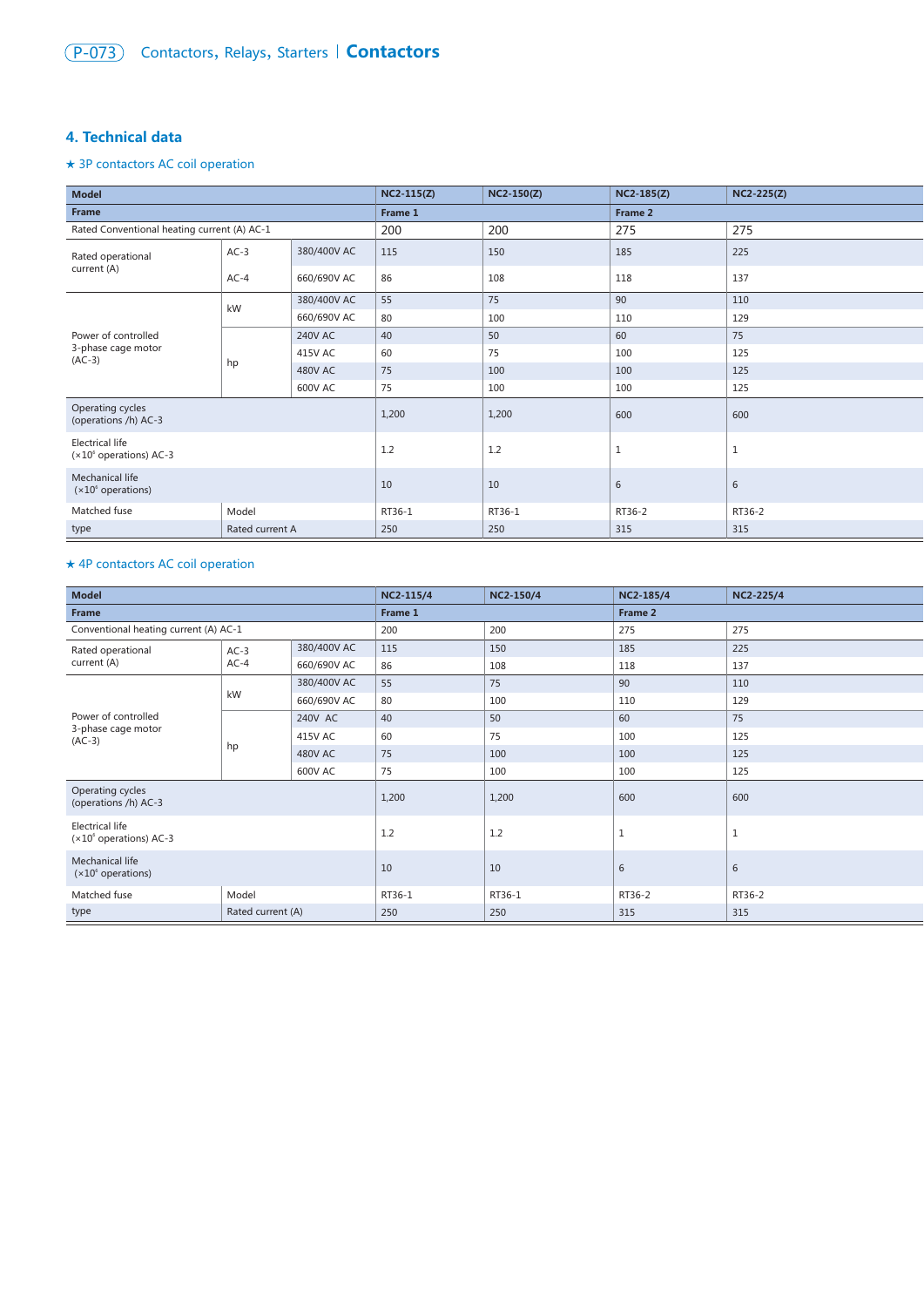## 4. Technical data

★ 3P contactors AC coil operation

| Model | | | NC2-115(Z) | NC2-150(Z) | NC2-185(Z) | NC2-225(Z) |
|---|---|---|---|---|---|---|
| Frame | | | Frame 1 | | Frame 2 | |
| Rated Conventional heating current (A) AC-1 | | | 200 | 200 | 275 | 275 |
| Rated operational current (A) | AC-3 | 380/400V AC | 115 | 150 | 185 | 225 |
| | AC-4 | 660/690V AC | 86 | 108 | 118 | 137 |
| Power of controlled 3-phase cage motor (AC-3) | kW | 380/400V AC | 55 | 75 | 90 | 110 |
| | | 660/690V AC | 80 | 100 | 110 | 129 |
| | hp | 240V AC | 40 | 50 | 60 | 75 |
| | | 415V AC | 60 | 75 | 100 | 125 |
| | | 480V AC | 75 | 100 | 100 | 125 |
| | | 600V AC | 75 | 100 | 100 | 125 |
| Operating cycles (operations /h) AC-3 | | | 1,200 | 1,200 | 600 | 600 |
| Electrical life (×$10^6$ operations) AC-3 | | | 1.2 | 1.2 | 1 | 1 |
| Mechanical life (×$10^6$ operations) | | | 10 | 10 | 6 | 6 |
| Matched fuse type | Model | | RT36-1 | RT36-1 | RT36-2 | RT36-2 |
| | Rated current A | | 250 | 250 | 315 | 315 |

★ 4P contactors AC coil operation

| Model | | | NC2-115/4 | NC2-150/4 | NC2-185/4 | NC2-225/4 |
|---|---|---|---|---|---|---|
| Frame | | | Frame 1 | | Frame 2 | |
| Conventional heating current (A) AC-1 | | | 200 | 200 | 275 | 275 |
| Rated operational current (A) | AC-3 AC-4 | 380/400V AC | 115 | 150 | 185 | 225 |
| | | 660/690V AC | 86 | 108 | 118 | 137 |
| Power of controlled 3-phase cage motor (AC-3) | kW | 380/400V AC | 55 | 75 | 90 | 110 |
| | | 660/690V AC | 80 | 100 | 110 | 129 |
| | hp | 240V AC | 40 | 50 | 60 | 75 |
| | | 415V AC | 60 | 75 | 100 | 125 |
| | | 480V AC | 75 | 100 | 100 | 125 |
| | | 600V AC | 75 | 100 | 100 | 125 |
| Operating cycles (operations /h) AC-3 | | | 1,200 | 1,200 | 600 | 600 |
| Electrical life (×$10^6$ operations) AC-3 | | | 1.2 | 1.2 | 1 | 1 |
| Mechanical life (×$10^6$ operations) | | | 10 | 10 | 6 | 6 |
| Matched fuse type | Model | | RT36-1 | RT36-1 | RT36-2 | RT36-2 |
| | Rated current (A) | | 250 | 250 | 315 | 315 |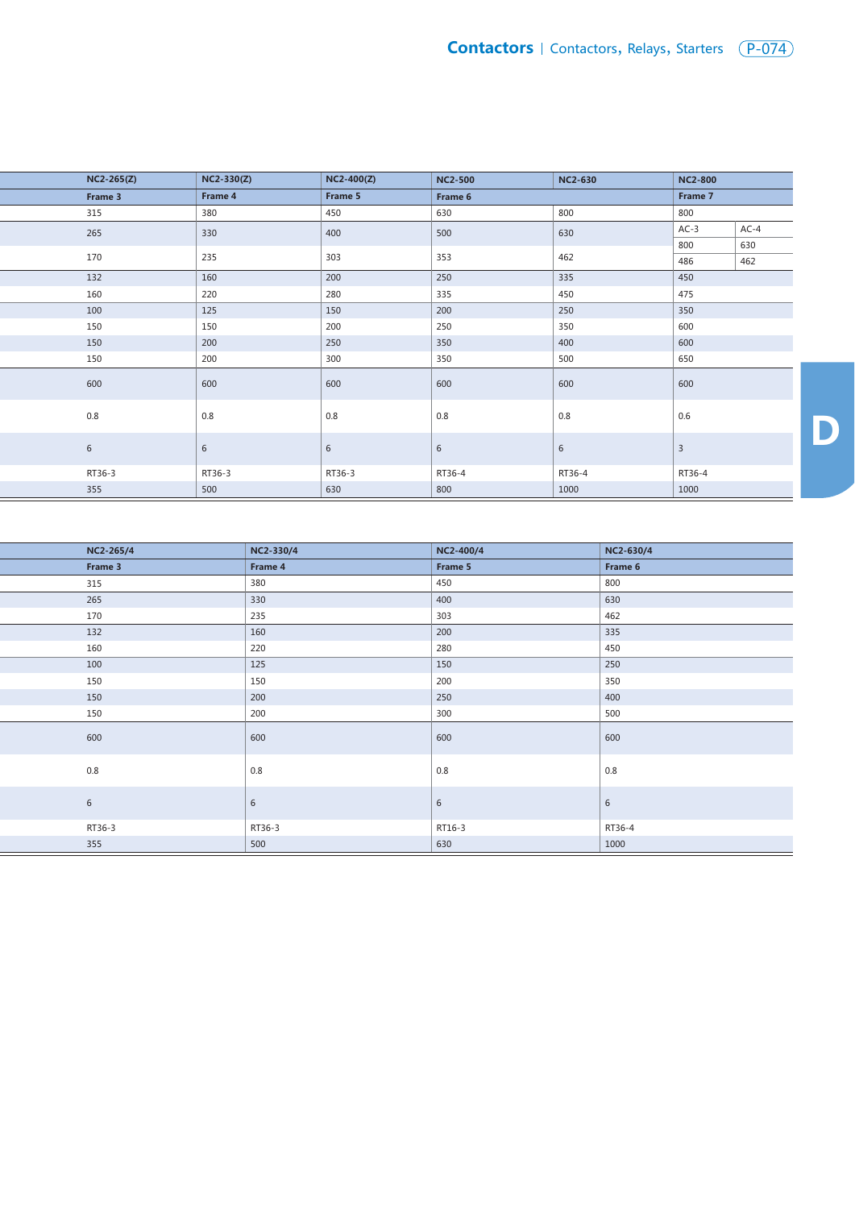| NC2-265(Z) | NC2-330(Z) | NC2-400(Z) | NC2-500 | NC2-630 | NC2-800 | |
|---|---|---|---|---|---|---|
| Frame 3 | Frame 4 | Frame 5 | Frame 6 | | Frame 7 | |
| 315 | 380 | 450 | 630 | 800 | 800 | |
| 265 | 330 | 400 | 500 | 630 | AC-3 | AC-4 |
| | | | | | 800 | 630 |
| 170 | 235 | 303 | 353 | 462 | 486 | 462 |
| 132 | 160 | 200 | 250 | 335 | 450 | |
| 160 | 220 | 280 | 335 | 450 | 475 | |
| 100 | 125 | 150 | 200 | 250 | 350 | |
| 150 | 150 | 200 | 250 | 350 | 600 | |
| 150 | 200 | 250 | 350 | 400 | 600 | |
| 150 | 200 | 300 | 350 | 500 | 650 | |
| 600 | 600 | 600 | 600 | 600 | 600 | |
| 0.8 | 0.8 | 0.8 | 0.8 | 0.8 | 0.6 | |
| 6 | 6 | 6 | 6 | 6 | 3 | |
| RT36-3 | RT36-3 | RT36-3 | RT36-4 | RT36-4 | RT36-4 | |
| 355 | 500 | 630 | 800 | 1000 | 1000 | |

| NC2-265/4 | NC2-330/4 | NC2-400/4 | NC2-630/4 |
|---|---|---|---|
| Frame 3 | Frame 4 | Frame 5 | Frame 6 |
| 315 | 380 | 450 | 800 |
| 265 | 330 | 400 | 630 |
| 170 | 235 | 303 | 462 |
| 132 | 160 | 200 | 335 |
| 160 | 220 | 280 | 450 |
| 100 | 125 | 150 | 250 |
| 150 | 150 | 200 | 350 |
| 150 | 200 | 250 | 400 |
| 150 | 200 | 300 | 500 |
| 600 | 600 | 600 | 600 |
| 0.8 | 0.8 | 0.8 | 0.8 |
| 6 | 6 | 6 | 6 |
| RT36-3 | RT36-3 | RT16-3 | RT36-4 |
| 355 | 500 | 630 | 1000 |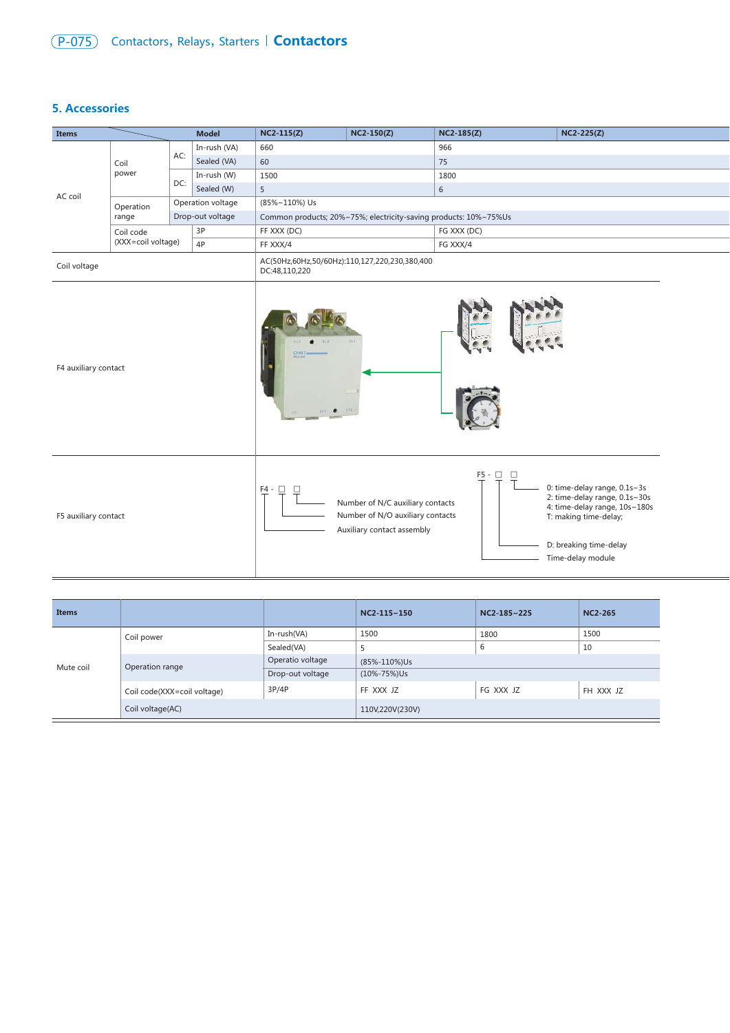## 5. Accessories

| Items | | | Model | NC2-115(Z) | NC2-150(Z) | NC2-185(Z) | NC2-225(Z) |
|---|---|---|---|---|---|---|---|
| AC coil | Coil power | AC: | In-rush (VA) | 660 | | 966 | |
| | | | Sealed (VA) | 60 | | 75 | |
| | | DC: | In-rush (W) | 1500 | | 1800 | |
| | | | Sealed (W) | 5 | | 6 | |
| | Operation range | Operation voltage | | (85%~110%) Us | | | |
| | | Drop-out voltage | | Common products; 20%~75%; electricity-saving products: 10%~75%Us | | | |
| | Coil code (XXX=coil voltage) | | 3P | FF XXX (DC) | | FG XXX (DC) | |
| | | | 4P | FF XXX/4 | | FG XXX/4 | |
| Coil voltage | | | | AC(50Hz,60Hz,50/60Hz):110,127,220,230,380,400<br>DC:48,110,220 | | | |
| F4 auxiliary contact | | | | | | | |
| F5 auxiliary contact | | | | F4 - □ □: Number of N/C auxiliary contacts; Number of N/O auxiliary contacts; Auxiliary contact assembly | | F5 - □ □: 0: time-delay range, 0.1s~3s; 2: time-delay range, 0.1s~30s; 4: time-delay range, 10s~180s; T: making time-delay; D: breaking time-delay; Time-delay module | |

| Items | | | NC2-115~150 | NC2-185~225 | NC2-265 |
|---|---|---|---|---|---|
| Mute coil | Coil power | In-rush(VA) | 1500 | 1800 | 1500 |
| | | Sealed(VA) | 5 | 6 | 10 |
| | Operation range | Operatio voltage | (85%-110%)Us | | |
| | | Drop-out voltage | (10%-75%)Us | | |
| | Coil code(XXX=coil voltage) | 3P/4P | FF XXX JZ | FG XXX JZ | FH XXX JZ |
| | Coil voltage(AC) | | 110V,220V(230V) | | |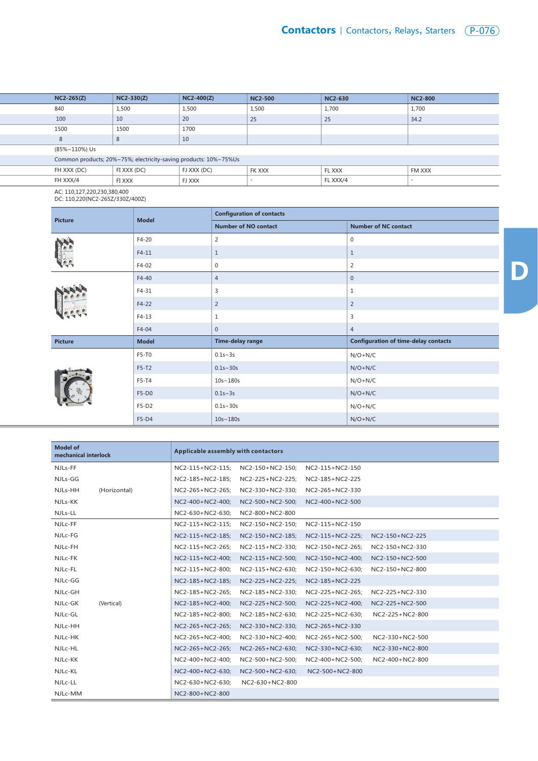| NC2-265(Z) | NC2-330(Z) | NC2-400(Z) | NC2-500 | NC2-630 | NC2-800 |
| --- | --- | --- | --- | --- | --- |
| 840 | 1,500 | 1,500 | 1,500 | 1,700 | 1,700 |
| 100 | 10 | 20 | 25 | 25 | 34.2 |
| 1500 | 1500 | 1700 | | | |
| 8 | 8 | 10 | | | |
| (85%~110%) Us | | | | | |
| Common products; 20%~75%; electricity-saving products: 10%~75%Us | | | | | |
| FH XXX (DC) | FI XXX (DC) | FJ XXX (DC) | FK XXX | FL XXX | FM XXX |
| FH XXX/4 | FI XXX | FJ XXX | - | FL XXX/4 | - |

AC: 110,127,220,230,380,400
DC: 110,220(NC2-265Z/330Z/400Z)

| Picture | Model | Configuration of contacts | |
| --- | --- | --- | --- |
| | | Number of NO contact | Number of NC contact |
| | F4-20 | 2 | 0 |
| | F4-11 | 1 | 1 |
| | F4-02 | 0 | 2 |
| | F4-40 | 4 | 0 |
| | F4-31 | 3 | 1 |
| | F4-22 | 2 | 2 |
| | F4-13 | 1 | 3 |
| | F4-04 | 0 | 4 |

| Picture | Model | Time-delay range | Configuration of time-delay contacts |
| --- | --- | --- | --- |
| | F5-T0 | 0.1s~3s | N/O+N/C |
| | F5-T2 | 0.1s~30s | N/O+N/C |
| | F5-T4 | 10s~180s | N/O+N/C |
| | F5-D0 | 0.1s~3s | N/O+N/C |
| | F5-D2 | 0.1s~30s | N/O+N/C |
| | F5-D4 | 10s~180s | N/O+N/C |

| Model of mechanical interlock | | Applicable assembly with contactors |
| --- | --- | --- |
| NJLs-FF | | NC2-115+NC2-115; NC2-150+NC2-150; NC2-115+NC2-150 |
| NJLs-GG | | NC2-185+NC2-185; NC2-225+NC2-225; NC2-185+NC2-225 |
| NJLs-HH | (Horizontal) | NC2-265+NC2-265; NC2-330+NC2-330; NC2-265+NC2-330 |
| NJLs-KK | | NC2-400+NC2-400; NC2-500+NC2-500; NC2-400+NC2-500 |
| NJLs-LL | | NC2-630+NC2-630; NC2-800+NC2-800 |
| NJLc-FF | | NC2-115+NC2-115; NC2-150+NC2-150; NC2-115+NC2-150 |
| NJLc-FG | | NC2-115+NC2-185; NC2-150+NC2-185; NC2-115+NC2-225; NC2-150+NC2-225 |
| NJLc-FH | | NC2-115+NC2-265; NC2-115+NC2-330; NC2-150+NC2-265; NC2-150+NC2-330 |
| NJLc-FK | | NC2-115+NC2-400; NC2-115+NC2-500; NC2-150+NC2-400; NC2-150+NC2-500 |
| NJLc-FL | | NC2-115+NC2-800; NC2-115+NC2-630; NC2-150+NC2-630; NC2-150+NC2-800 |
| NJLc-GG | | NC2-185+NC2-185; NC2-225+NC2-225; NC2-185+NC2-225 |
| NJLc-GH | | NC2-185+NC2-265; NC2-185+NC2-330; NC2-225+NC2-265; NC2-225+NC2-330 |
| NJLc-GK | (Vertical) | NC2-185+NC2-400; NC2-225+NC2-500; NC2-225+NC2-400; NC2-225+NC2-500 |
| NJLc-GL | | NC2-185+NC2-800; NC2-185+NC2-630; NC2-225+NC2-630; NC2-225+NC2-800 |
| NJLc-HH | | NC2-265+NC2-265; NC2-330+NC2-330; NC2-265+NC2-330 |
| NJLc-HK | | NC2-265+NC2-400; NC2-330+NC2-400; NC2-265+NC2-500; NC2-330+NC2-500 |
| NJLc-HL | | NC2-265+NC2-265; NC2-265+NC2-630; NC2-330+NC2-630; NC2-330+NC2-800 |
| NJLc-KK | | NC2-400+NC2-400; NC2-500+NC2-500; NC2-400+NC2-500; NC2-400+NC2-800 |
| NJLc-KL | | NC2-400+NC2-630; NC2-500+NC2-630; NC2-500+NC2-800 |
| NJLc-LL | | NC2-630+NC2-630; NC2-630+NC2-800 |
| NJLc-MM | | NC2-800+NC2-800 |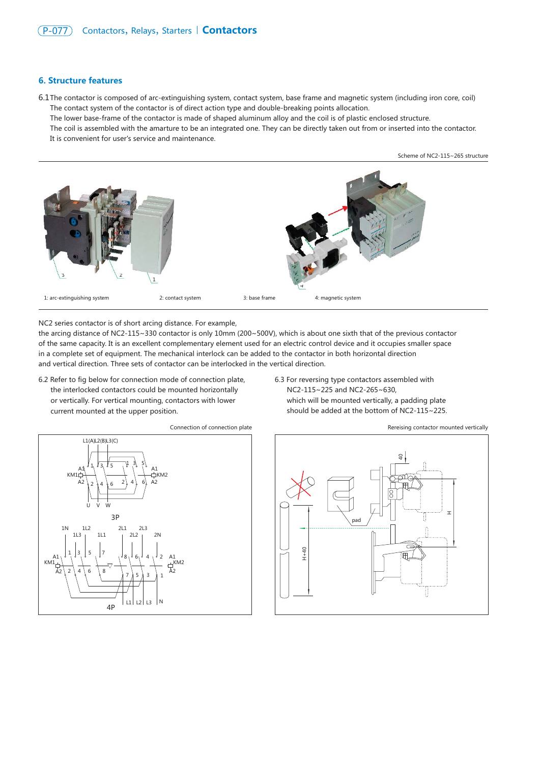## 6. Structure features

6.1 The contactor is composed of arc-extinguishing system, contact system, base frame and magnetic system (including iron core, coil)
The contact system of the contactor is of direct action type and double-breaking points allocation.
The lower base-frame of the contactor is made of shaped aluminum alloy and the coil is of plastic enclosed structure.
The coil is assembled with the amarture to be an integrated one. They can be directly taken out from or inserted into the contactor.
It is convenient for user's service and maintenance.

Scheme of NC2-115~265 structure

1: arc-extinguishing system    2: contact system    3: base frame    4: magnetic system

NC2 series contactor is of short arcing distance. For example,
the arcing distance of NC2-115~330 contactor is only 10mm (200~500V), which is about one sixth that of the previous contactor of the same capacity. It is an excellent complementary element used for an electric control device and it occupies smaller space in a complete set of equipment. The mechanical interlock can be added to the contactor in both horizontal direction and vertical direction. Three sets of contactor can be interlocked in the vertical direction.

6.2 Refer to fig below for connection mode of connection plate, the interlocked contactors could be mounted horizontally or vertically. For vertical mounting, contactors with lower current mounted at the upper position.

6.3 For reversing type contactors assembled with NC2-115~225 and NC2-265~630, which will be mounted vertically, a padding plate should be added at the bottom of NC2-115~225.

Connection of connection plate

Rereising contactor mounted vertically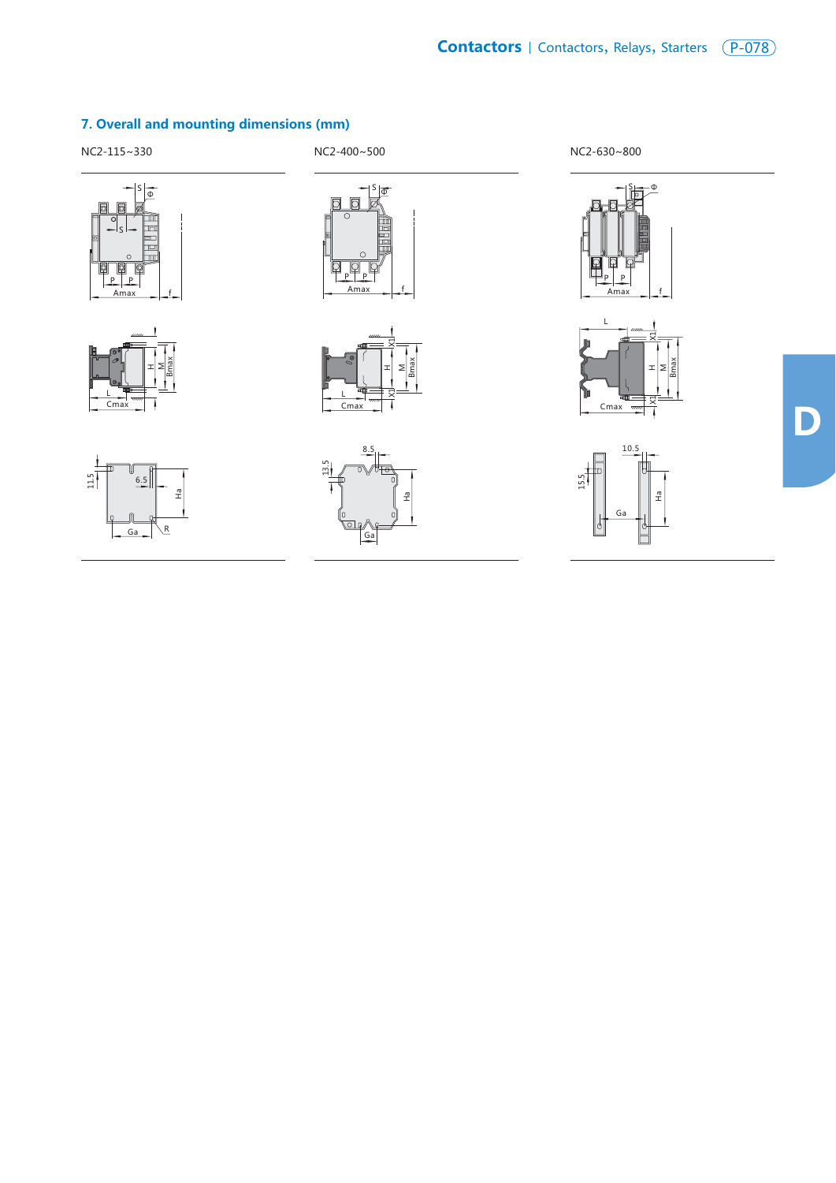## 7. Overall and mounting dimensions (mm)

NC2-115~330

NC2-400~500

NC2-630~800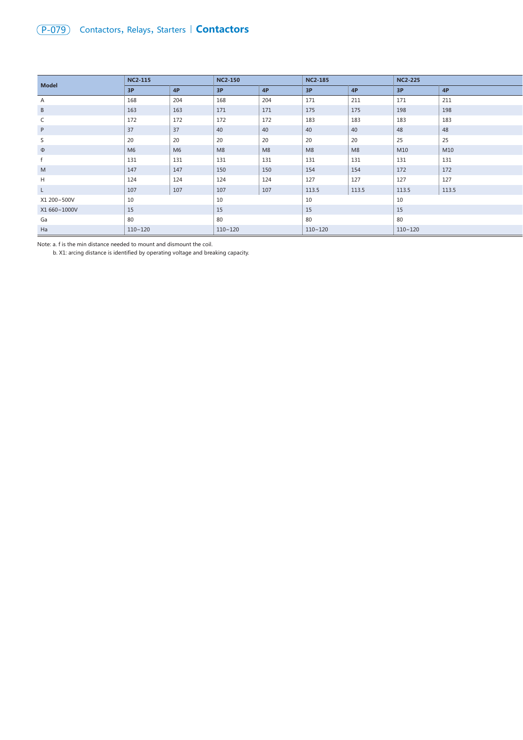| Model | NC2-115 | | NC2-150 | | NC2-185 | | NC2-225 | |
|---|---|---|---|---|---|---|---|---|
| | 3P | 4P | 3P | 4P | 3P | 4P | 3P | 4P |
| A | 168 | 204 | 168 | 204 | 171 | 211 | 171 | 211 |
| B | 163 | 163 | 171 | 171 | 175 | 175 | 198 | 198 |
| C | 172 | 172 | 172 | 172 | 183 | 183 | 183 | 183 |
| P | 37 | 37 | 40 | 40 | 40 | 40 | 48 | 48 |
| S | 20 | 20 | 20 | 20 | 20 | 20 | 25 | 25 |
| Φ | M6 | M6 | M8 | M8 | M8 | M8 | M10 | M10 |
| f | 131 | 131 | 131 | 131 | 131 | 131 | 131 | 131 |
| M | 147 | 147 | 150 | 150 | 154 | 154 | 172 | 172 |
| H | 124 | 124 | 124 | 124 | 127 | 127 | 127 | 127 |
| L | 107 | 107 | 107 | 107 | 113.5 | 113.5 | 113.5 | 113.5 |
| X1 200~500V | 10 | | 10 | | 10 | | 10 | |
| X1 660~1000V | 15 | | 15 | | 15 | | 15 | |
| Ga | 80 | | 80 | | 80 | | 80 | |
| Ha | 110~120 | | 110~120 | | 110~120 | | 110~120 | |

Note: a. f is the min distance needed to mount and dismount the coil.

b. X1: arcing distance is identified by operating voltage and breaking capacity.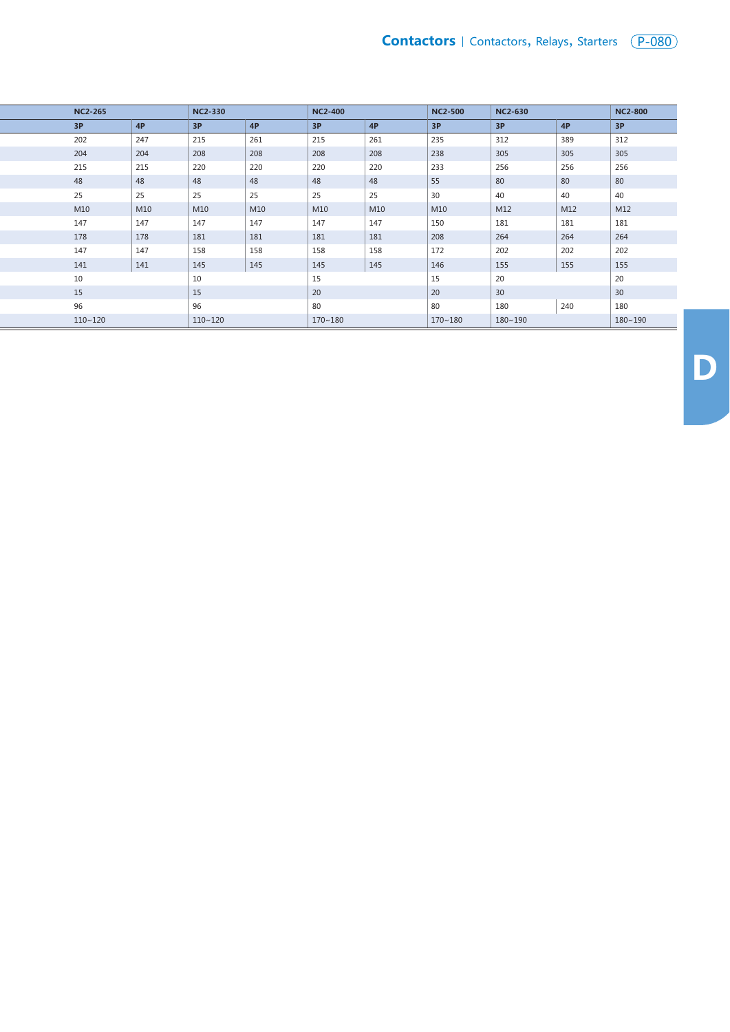| NC2-265 | | NC2-330 | | NC2-400 | | NC2-500 | NC2-630 | | NC2-800 |
|---|---|---|---|---|---|---|---|---|---|
| 3P | 4P | 3P | 4P | 3P | 4P | 3P | 3P | 4P | 3P |
| 202 | 247 | 215 | 261 | 215 | 261 | 235 | 312 | 389 | 312 |
| 204 | 204 | 208 | 208 | 208 | 208 | 238 | 305 | 305 | 305 |
| 215 | 215 | 220 | 220 | 220 | 220 | 233 | 256 | 256 | 256 |
| 48 | 48 | 48 | 48 | 48 | 48 | 55 | 80 | 80 | 80 |
| 25 | 25 | 25 | 25 | 25 | 25 | 30 | 40 | 40 | 40 |
| M10 | M10 | M10 | M10 | M10 | M10 | M10 | M12 | M12 | M12 |
| 147 | 147 | 147 | 147 | 147 | 147 | 150 | 181 | 181 | 181 |
| 178 | 178 | 181 | 181 | 181 | 181 | 208 | 264 | 264 | 264 |
| 147 | 147 | 158 | 158 | 158 | 158 | 172 | 202 | 202 | 202 |
| 141 | 141 | 145 | 145 | 145 | 145 | 146 | 155 | 155 | 155 |
| 10 | | 10 | | 15 | | 15 | 20 | | 20 |
| 15 | | 15 | | 20 | | 20 | 30 | | 30 |
| 96 | | 96 | | 80 | | 80 | 180 | 240 | 180 |
| 110~120 | | 110~120 | | 170~180 | | 170~180 | 180~190 | | 180~190 |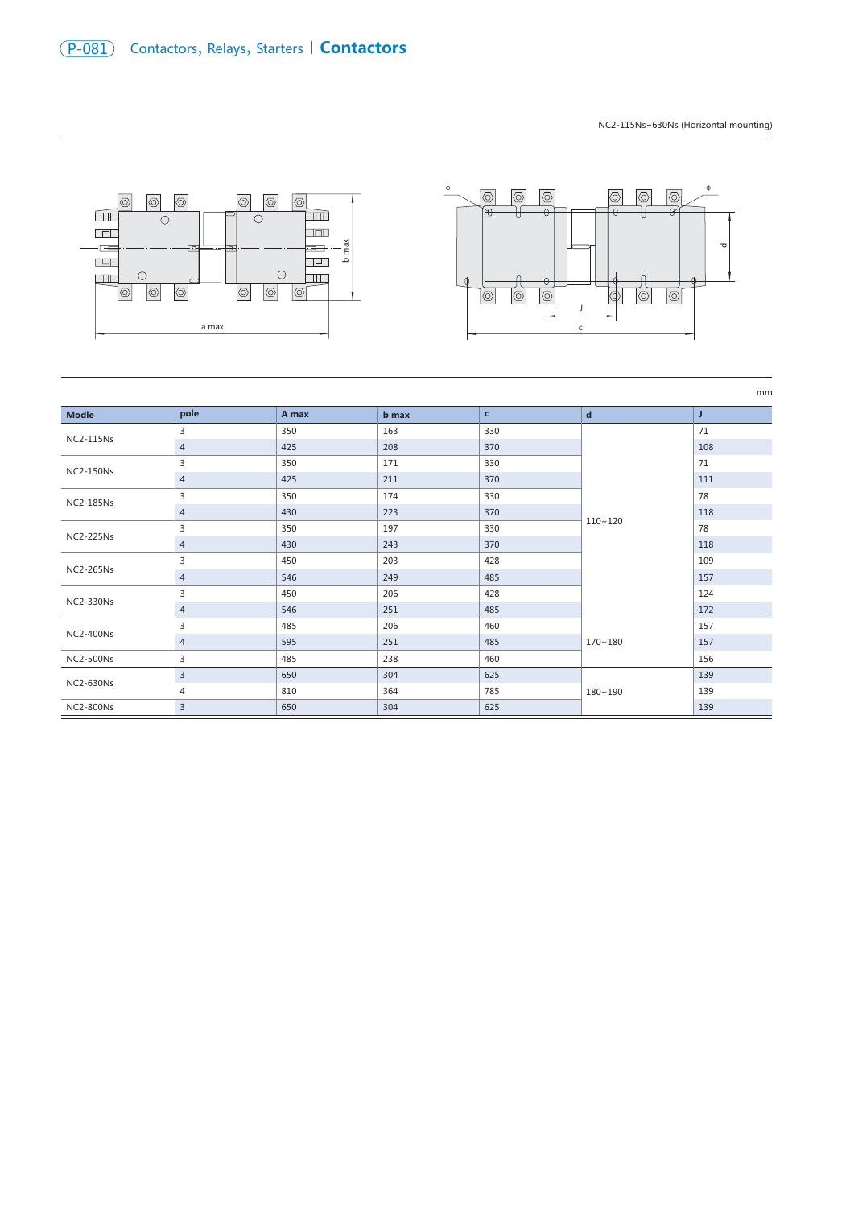NC2-115Ns~630Ns (Horizontal mounting)

mm

| Modle | pole | A max | b max | c | d | J |
|---|---|---|---|---|---|---|
| NC2-115Ns | 3 | 350 | 163 | 330 | 110~120 | 71 |
| | 4 | 425 | 208 | 370 | | 108 |
| NC2-150Ns | 3 | 350 | 171 | 330 | | 71 |
| | 4 | 425 | 211 | 370 | | 111 |
| NC2-185Ns | 3 | 350 | 174 | 330 | | 78 |
| | 4 | 430 | 223 | 370 | | 118 |
| NC2-225Ns | 3 | 350 | 197 | 330 | | 78 |
| | 4 | 430 | 243 | 370 | | 118 |
| NC2-265Ns | 3 | 450 | 203 | 428 | | 109 |
| | 4 | 546 | 249 | 485 | | 157 |
| NC2-330Ns | 3 | 450 | 206 | 428 | | 124 |
| | 4 | 546 | 251 | 485 | | 172 |
| NC2-400Ns | 3 | 485 | 206 | 460 | 170~180 | 157 |
| | 4 | 595 | 251 | 485 | | 157 |
| NC2-500Ns | 3 | 485 | 238 | 460 | | 156 |
| NC2-630Ns | 3 | 650 | 304 | 625 | 180~190 | 139 |
| | 4 | 810 | 364 | 785 | | 139 |
| NC2-800Ns | 3 | 650 | 304 | 625 | | 139 |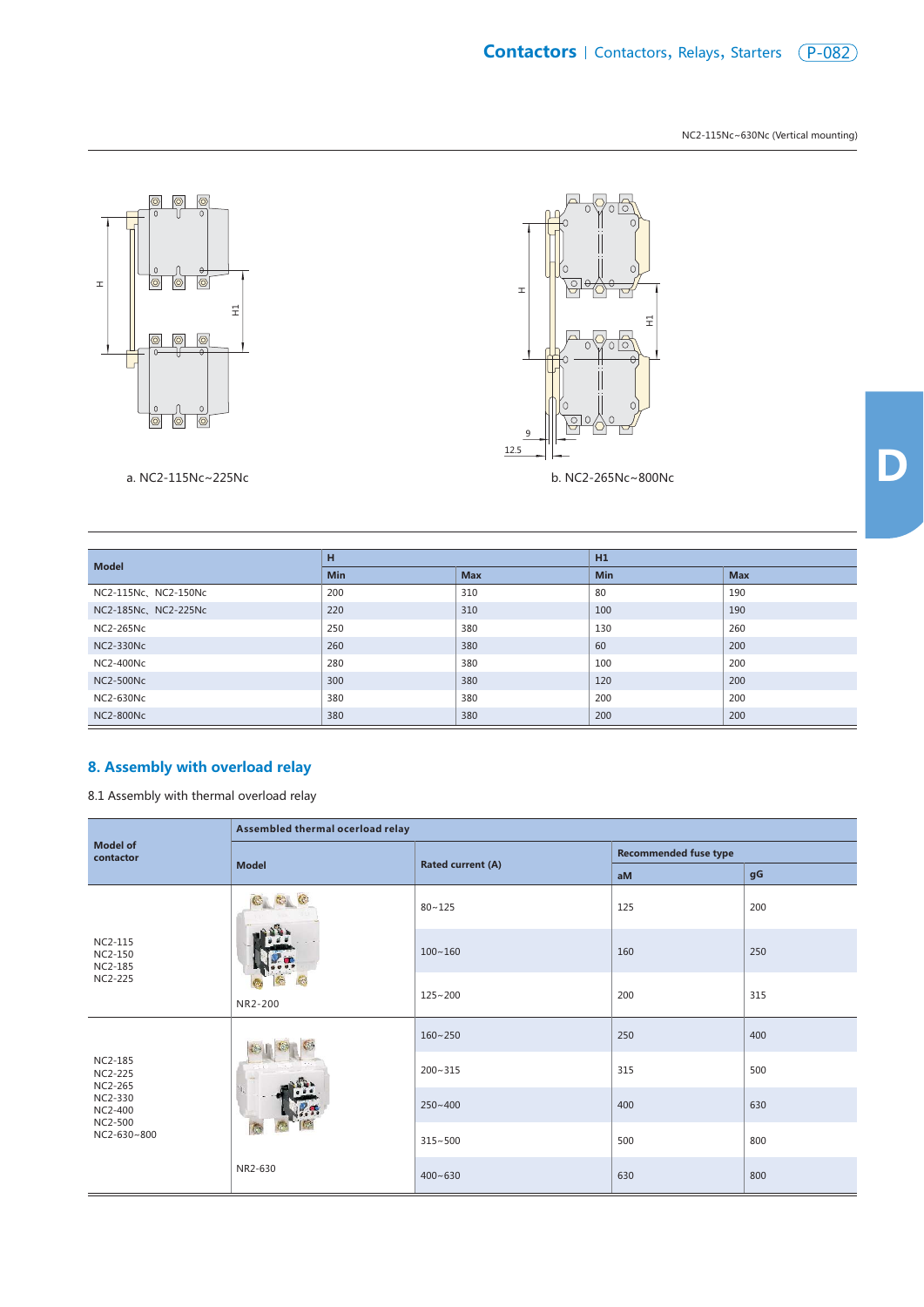NC2-115Nc~630Nc (Vertical mounting)

H

H1

a. NC2-115Nc~225Nc

H

H1

9

12.5

b. NC2-265Nc~800Nc

| Model | H | | H1 | |
|---|---|---|---|---|
| | Min | Max | Min | Max |
| NC2-115Nc、NC2-150Nc | 200 | 310 | 80 | 190 |
| NC2-185Nc、NC2-225Nc | 220 | 310 | 100 | 190 |
| NC2-265Nc | 250 | 380 | 130 | 260 |
| NC2-330Nc | 260 | 380 | 60 | 200 |
| NC2-400Nc | 280 | 380 | 100 | 200 |
| NC2-500Nc | 300 | 380 | 120 | 200 |
| NC2-630Nc | 380 | 380 | 200 | 200 |
| NC2-800Nc | 380 | 380 | 200 | 200 |

## 8. Assembly with overload relay

8.1 Assembly with thermal overload relay

| Model of contactor | Assembled thermal ocerload relay | | | |
|---|---|---|---|---|
| | Model | Rated current (A) | Recommended fuse type | |
| | | | aM | gG |
| NC2-115<br>NC2-150<br>NC2-185<br>NC2-225 | NR2-200 | 80~125 | 125 | 200 |
| | | 100~160 | 160 | 250 |
| | | 125~200 | 200 | 315 |
| NC2-185<br>NC2-225<br>NC2-265<br>NC2-330<br>NC2-400<br>NC2-500<br>NC2-630~800 | NR2-630 | 160~250 | 250 | 400 |
| | | 200~315 | 315 | 500 |
| | | 250~400 | 400 | 630 |
| | | 315~500 | 500 | 800 |
| | | 400~630 | 630 | 800 |